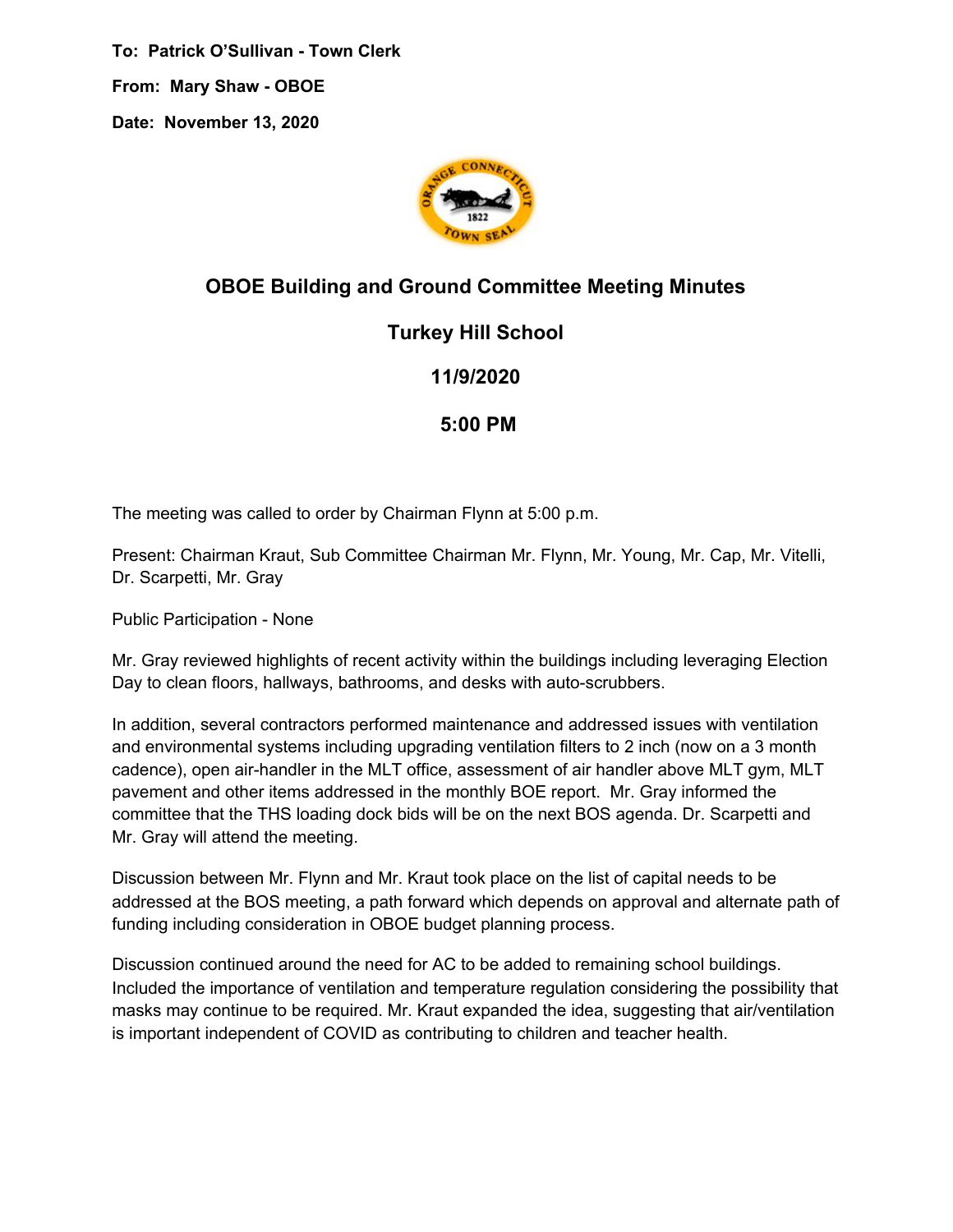**To: Patrick O'Sullivan - Town Clerk**

**From: Mary Shaw - OBOE**

**Date: November 13, 2020**

## OBOE Building and Ground Committee Meeting Minutes

### Turkey Hill School

### 11/9/2020

### 5:00 PM

The meeting was called to order by Chairman Flynn at 5:00 p.m.

Present: Chairman Kraut, Sub Committee Chairman Mr. Flynn, Mr. Young, Mr. Cap, Mr. Vitelli, Dr. Scarpetti, Mr. Gray

Public Participation - None

Mr. Gray reviewed highlights of recent activity within the buildings including leveraging Election Day to clean floors, hallways, bathrooms, and desks with auto-scrubbers.

In addition, several contractors performed maintenance and addressed issues with ventilation and environmental systems including upgrading ventilation filters to 2 inch (now on a 3 month cadence), open air-handler in the MLT office, assessment of air handler above MLT gym, MLT pavement and other items addressed in the monthly BOE report. Mr. Gray informed the committee that the THS loading dock bids will be on the next BOS agenda. Dr. Scarpetti and Mr. Gray will attend the meeting.

Discussion between Mr. Flynn and Mr. Kraut took place on the list of capital needs to be addressed at the BOS meeting, a path forward which depends on approval and alternate path of funding including consideration in OBOE budget planning process.

Discussion continued around the need for AC to be added to remaining school buildings. Included the importance of ventilation and temperature regulation considering the possibility that masks may continue to be required. Mr. Kraut expanded the idea, suggesting that air/ventilation is important independent of COVID as contributing to children and teacher health.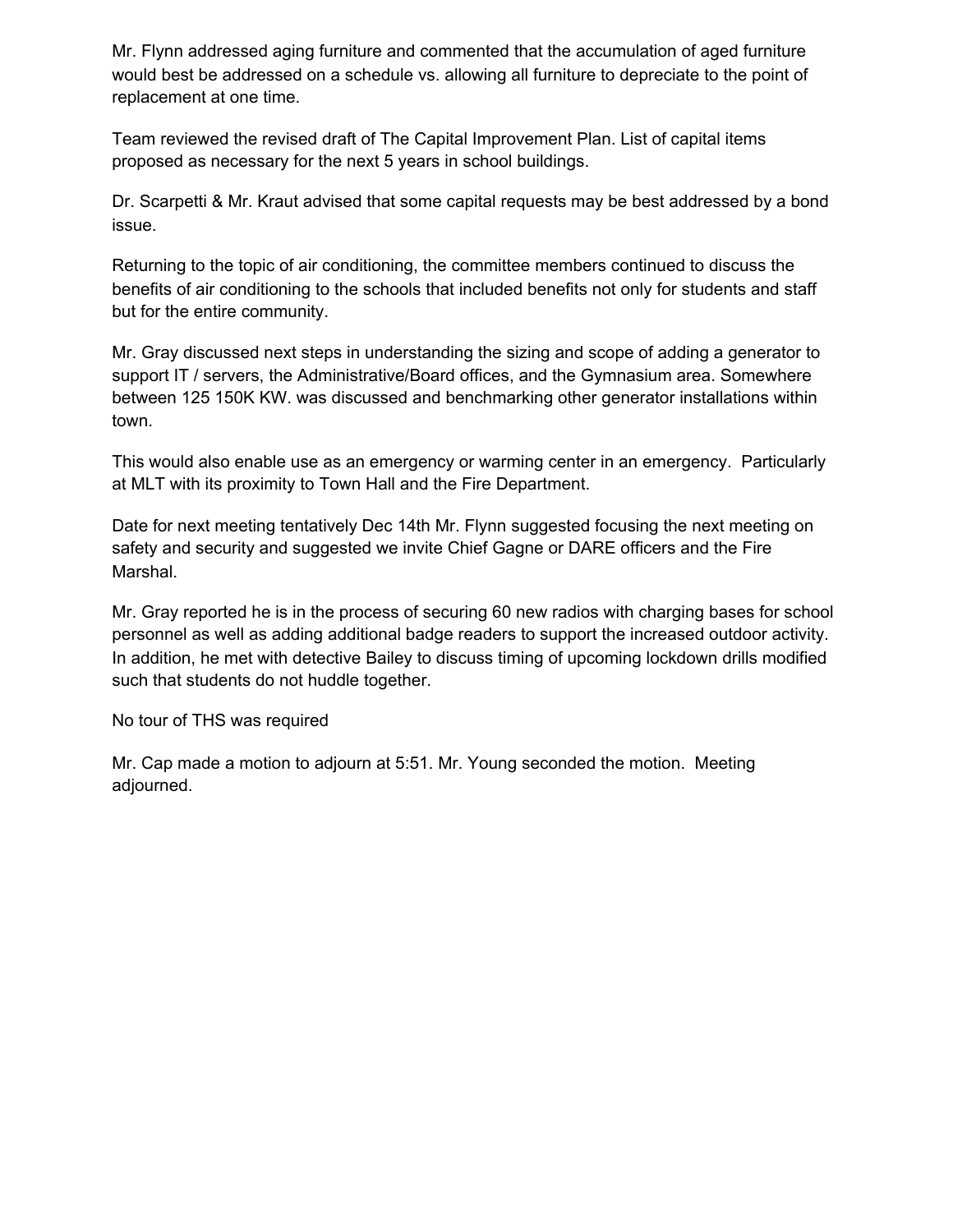Mr. Flynn addressed aging furniture and commented that the accumulation of aged furniture would best be addressed on a schedule vs. allowing all furniture to depreciate to the point of replacement at one time.

Team reviewed the revised draft of The Capital Improvement Plan. List of capital items proposed as necessary for the next 5 years in school buildings.

Dr. Scarpetti & Mr. Kraut advised that some capital requests may be best addressed by a bond issue.

Returning to the topic of air conditioning, the committee members continued to discuss the benefits of air conditioning to the schools that included benefits not only for students and staff but for the entire community.

Mr. Gray discussed next steps in understanding the sizing and scope of adding a generator to support IT / servers, the Administrative/Board offices, and the Gymnasium area. Somewhere between 125 150K KW. was discussed and benchmarking other generator installations within town.

This would also enable use as an emergency or warming center in an emergency. Particularly at MLT with its proximity to Town Hall and the Fire Department.

Date for next meeting tentatively Dec 14th Mr. Flynn suggested focusing the next meeting on safety and security and suggested we invite Chief Gagne or DARE officers and the Fire Marshal.

Mr. Gray reported he is in the process of securing 60 new radios with charging bases for school personnel as well as adding additional badge readers to support the increased outdoor activity. In addition, he met with detective Bailey to discuss timing of upcoming lockdown drills modified such that students do not huddle together.

No tour of THS was required

Mr. Cap made a motion to adjourn at 5:51. Mr. Young seconded the motion. Meeting adjourned.